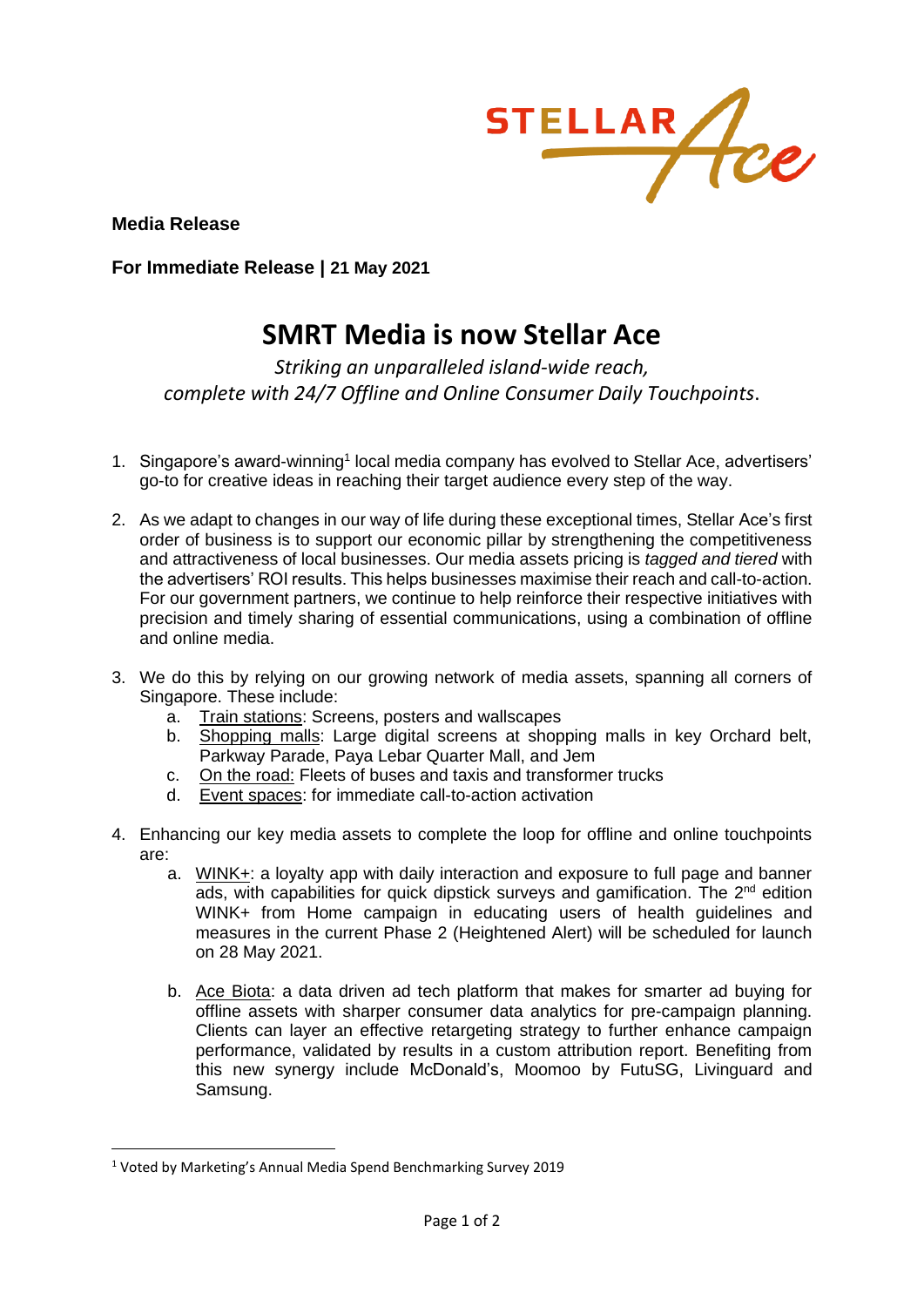STELLAR Ace

**Media Release**

**For Immediate Release | 21 May 2021**

# SMRT Media is now Stellar Ace

*Striking an unparalleled island-wide reach,*
*complete with 24/7 Offline and Online Consumer Daily Touchpoints*.

1. Singapore's award-winning[1] local media company has evolved to Stellar Ace, advertisers' go-to for creative ideas in reaching their target audience every step of the way.

2. As we adapt to changes in our way of life during these exceptional times, Stellar Ace's first order of business is to support our economic pillar by strengthening the competitiveness and attractiveness of local businesses. Our media assets pricing is *tagged and tiered* with the advertisers' ROI results. This helps businesses maximise their reach and call-to-action. For our government partners, we continue to help reinforce their respective initiatives with precision and timely sharing of essential communications, using a combination of offline and online media.

3. We do this by relying on our growing network of media assets, spanning all corners of Singapore. These include:
   a. Train stations: Screens, posters and wallscapes
   b. Shopping malls: Large digital screens at shopping malls in key Orchard belt, Parkway Parade, Paya Lebar Quarter Mall, and Jem
   c. On the road: Fleets of buses and taxis and transformer trucks
   d. Event spaces: for immediate call-to-action activation

4. Enhancing our key media assets to complete the loop for offline and online touchpoints are:
   a. WINK+: a loyalty app with daily interaction and exposure to full page and banner ads, with capabilities for quick dipstick surveys and gamification. The 2nd edition WINK+ from Home campaign in educating users of health guidelines and measures in the current Phase 2 (Heightened Alert) will be scheduled for launch on 28 May 2021.

   b. Ace Biota: a data driven ad tech platform that makes for smarter ad buying for offline assets with sharper consumer data analytics for pre-campaign planning. Clients can layer an effective retargeting strategy to further enhance campaign performance, validated by results in a custom attribution report. Benefiting from this new synergy include McDonald's, Moomoo by FutuSG, Livinguard and Samsung.

[1] Voted by Marketing's Annual Media Spend Benchmarking Survey 2019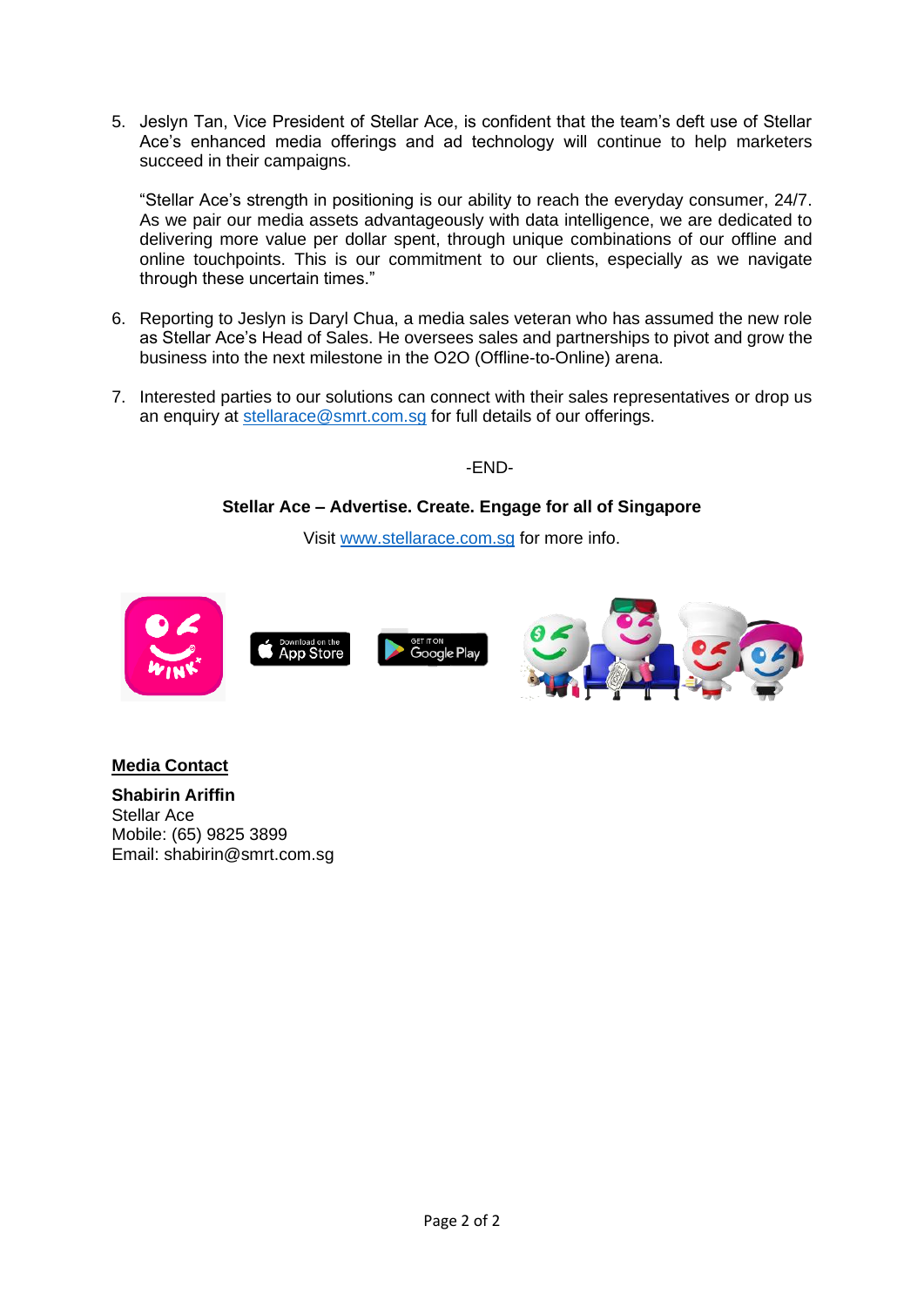5. Jeslyn Tan, Vice President of Stellar Ace, is confident that the team's deft use of Stellar Ace's enhanced media offerings and ad technology will continue to help marketers succeed in their campaigns.

   "Stellar Ace's strength in positioning is our ability to reach the everyday consumer, 24/7. As we pair our media assets advantageously with data intelligence, we are dedicated to delivering more value per dollar spent, through unique combinations of our offline and online touchpoints. This is our commitment to our clients, especially as we navigate through these uncertain times."

6. Reporting to Jeslyn is Daryl Chua, a media sales veteran who has assumed the new role as Stellar Ace's Head of Sales. He oversees sales and partnerships to pivot and grow the business into the next milestone in the O2O (Offline-to-Online) arena.

7. Interested parties to our solutions can connect with their sales representatives or drop us an enquiry at stellarace@smrt.com.sg for full details of our offerings.

-END-

**Stellar Ace – Advertise. Create. Engage for all of Singapore**

Visit www.stellarace.com.sg for more info.

**Media Contact**

**Shabirin Ariffin**
Stellar Ace
Mobile: (65) 9825 3899
Email: shabirin@smrt.com.sg